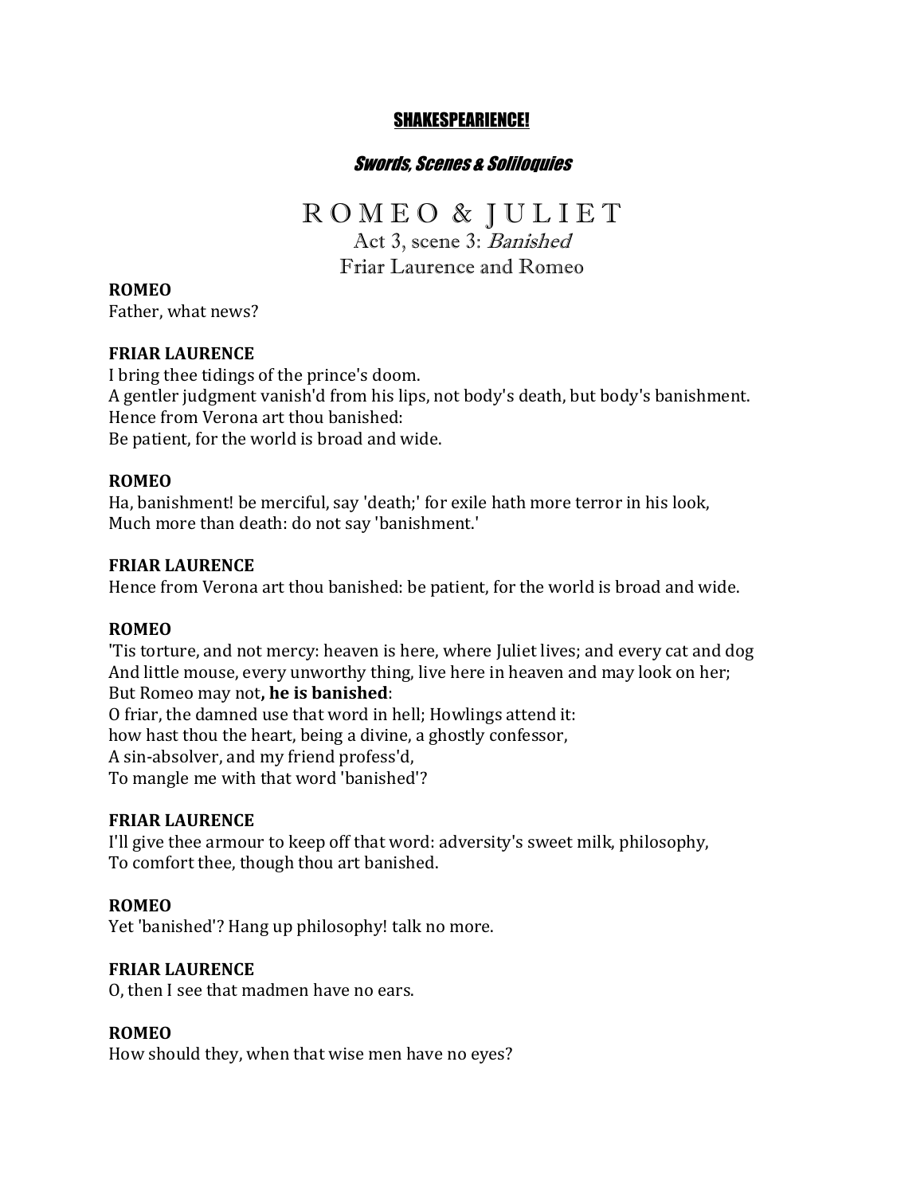**SHAKESPEARIENCE!**

***Swords, Scenes & Soliloquies***

# ROMEO & JULIET

## Act 3, scene 3: *Banished*

## Friar Laurence and Romeo

**ROMEO**
Father, what news?

**FRIAR LAURENCE**
I bring thee tidings of the prince's doom.
A gentler judgment vanish'd from his lips, not body's death, but body's banishment.
Hence from Verona art thou banished:
Be patient, for the world is broad and wide.

**ROMEO**
Ha, banishment! be merciful, say 'death;' for exile hath more terror in his look,
Much more than death: do not say 'banishment.'

**FRIAR LAURENCE**
Hence from Verona art thou banished: be patient, for the world is broad and wide.

**ROMEO**
'Tis torture, and not mercy: heaven is here, where Juliet lives; and every cat and dog
And little mouse, every unworthy thing, live here in heaven and may look on her;
But Romeo may not**, he is banished**:
O friar, the damned use that word in hell; Howlings attend it:
how hast thou the heart, being a divine, a ghostly confessor,
A sin-absolver, and my friend profess'd,
To mangle me with that word 'banished'?

**FRIAR LAURENCE**
I'll give thee armour to keep off that word: adversity's sweet milk, philosophy,
To comfort thee, though thou art banished.

**ROMEO**
Yet 'banished'? Hang up philosophy! talk no more.

**FRIAR LAURENCE**
O, then I see that madmen have no ears.

**ROMEO**
How should they, when that wise men have no eyes?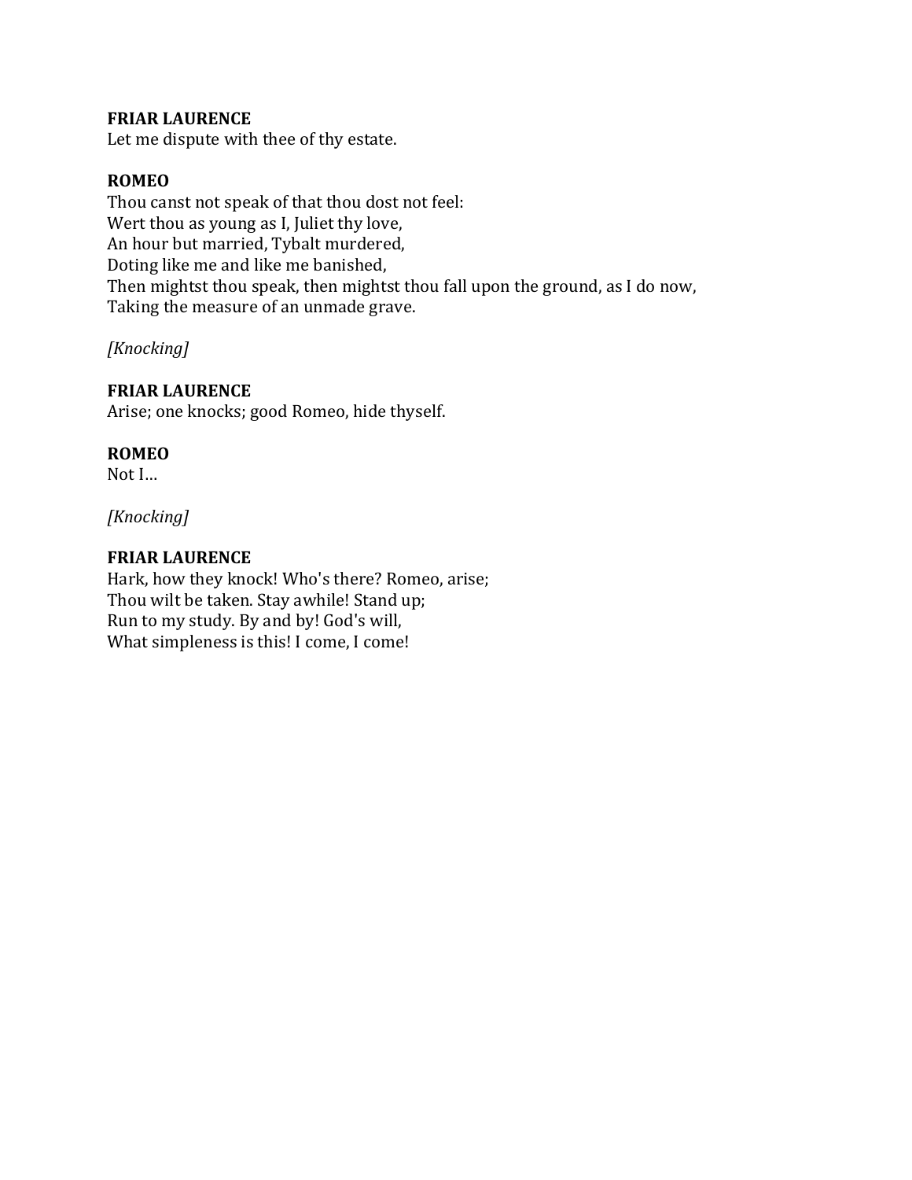**FRIAR LAURENCE**
Let me dispute with thee of thy estate.

**ROMEO**
Thou canst not speak of that thou dost not feel:
Wert thou as young as I, Juliet thy love,
An hour but married, Tybalt murdered,
Doting like me and like me banished,
Then mightst thou speak, then mightst thou fall upon the ground, as I do now,
Taking the measure of an unmade grave.

*[Knocking]*

**FRIAR LAURENCE**
Arise; one knocks; good Romeo, hide thyself.

**ROMEO**
Not I…

*[Knocking]*

**FRIAR LAURENCE**
Hark, how they knock! Who's there? Romeo, arise;
Thou wilt be taken. Stay awhile! Stand up;
Run to my study. By and by! God's will,
What simpleness is this! I come, I come!